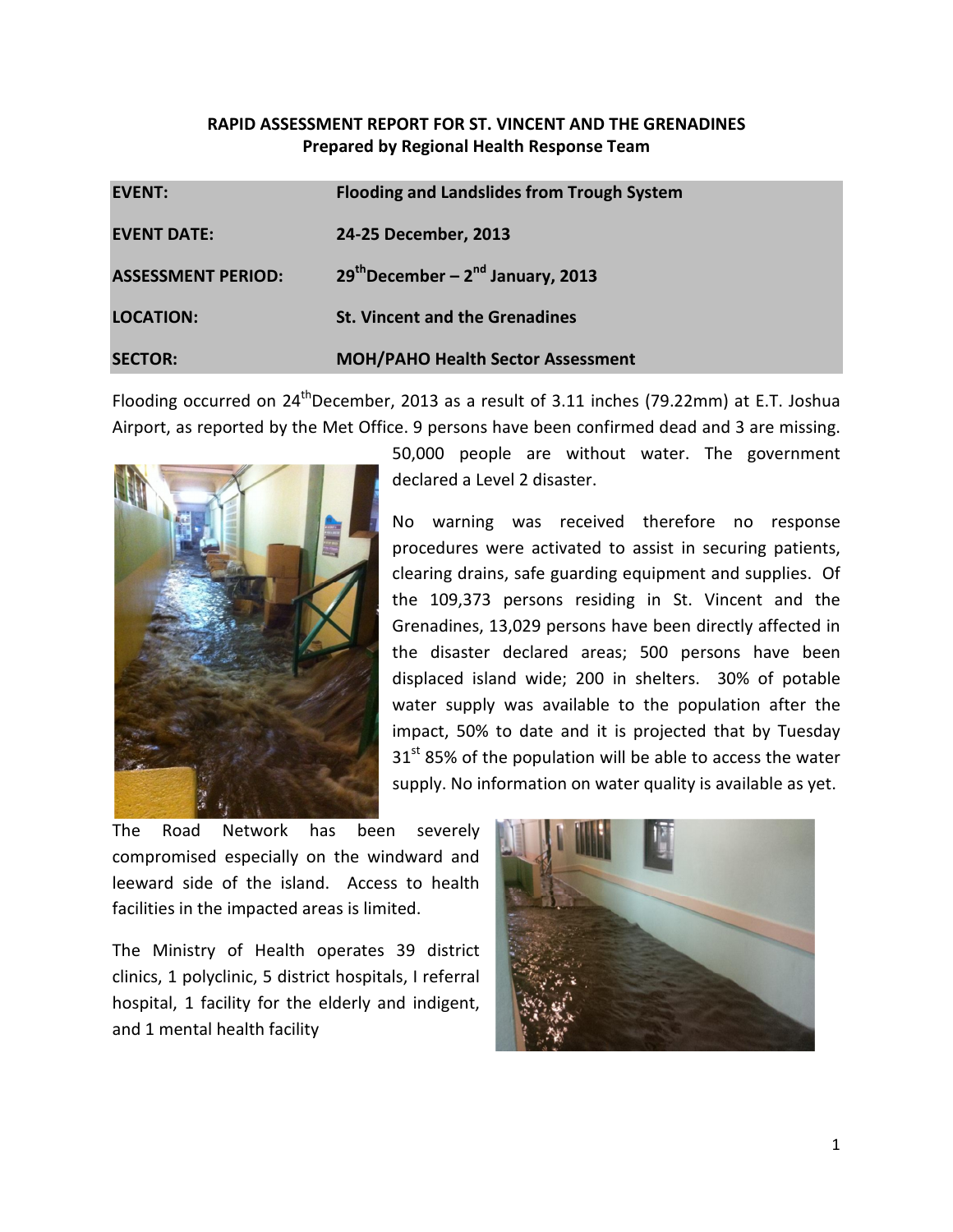**RAPID ASSESSMENT REPORT FOR ST. VINCENT AND THE GRENADINES**
**Prepared by Regional Health Response Team**

| | |
|---|---|
| **EVENT:** | **Flooding and Landslides from Trough System** |
| **EVENT DATE:** | **24-25 December, 2013** |
| **ASSESSMENT PERIOD:** | **29th December – 2nd January, 2013** |
| **LOCATION:** | **St. Vincent and the Grenadines** |
| **SECTOR:** | **MOH/PAHO Health Sector Assessment** |

Flooding occurred on 24th December, 2013 as a result of 3.11 inches (79.22mm) at E.T. Joshua Airport, as reported by the Met Office. 9 persons have been confirmed dead and 3 are missing. 50,000 people are without water. The government declared a Level 2 disaster.

No warning was received therefore no response procedures were activated to assist in securing patients, clearing drains, safe guarding equipment and supplies. Of the 109,373 persons residing in St. Vincent and the Grenadines, 13,029 persons have been directly affected in the disaster declared areas; 500 persons have been displaced island wide; 200 in shelters. 30% of potable water supply was available to the population after the impact, 50% to date and it is projected that by Tuesday 31st 85% of the population will be able to access the water supply. No information on water quality is available as yet.

The Road Network has been severely compromised especially on the windward and leeward side of the island. Access to health facilities in the impacted areas is limited.

The Ministry of Health operates 39 district clinics, 1 polyclinic, 5 district hospitals, I referral hospital, 1 facility for the elderly and indigent, and 1 mental health facility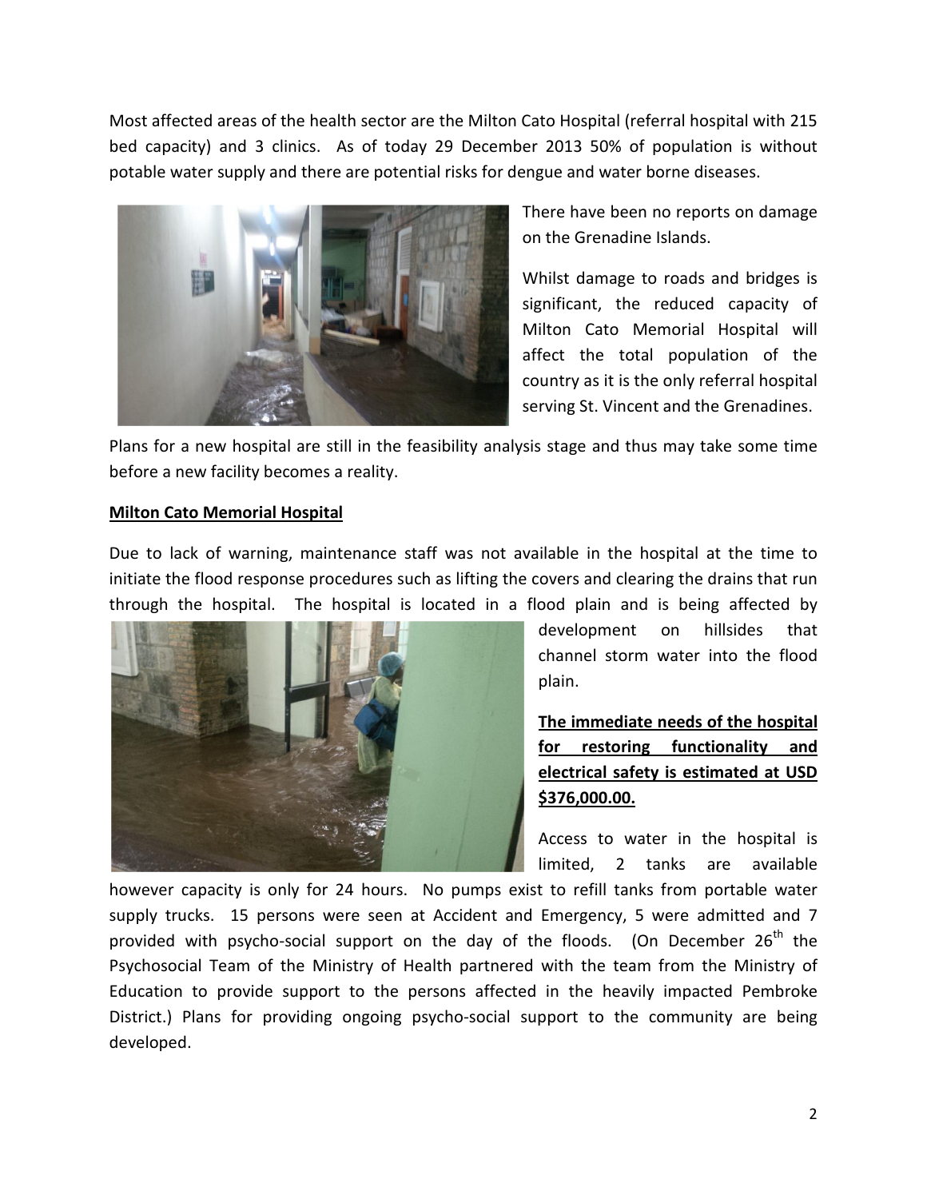Most affected areas of the health sector are the Milton Cato Hospital (referral hospital with 215 bed capacity) and 3 clinics. As of today 29 December 2013 50% of population is without potable water supply and there are potential risks for dengue and water borne diseases.

There have been no reports on damage on the Grenadine Islands.

Whilst damage to roads and bridges is significant, the reduced capacity of Milton Cato Memorial Hospital will affect the total population of the country as it is the only referral hospital serving St. Vincent and the Grenadines.

Plans for a new hospital are still in the feasibility analysis stage and thus may take some time before a new facility becomes a reality.

**Milton Cato Memorial Hospital**

Due to lack of warning, maintenance staff was not available in the hospital at the time to initiate the flood response procedures such as lifting the covers and clearing the drains that run through the hospital. The hospital is located in a flood plain and is being affected by development on hillsides that channel storm water into the flood plain.

**The immediate needs of the hospital for restoring functionality and electrical safety is estimated at USD $376,000.00.**

Access to water in the hospital is limited, 2 tanks are available however capacity is only for 24 hours. No pumps exist to refill tanks from portable water supply trucks. 15 persons were seen at Accident and Emergency, 5 were admitted and 7 provided with psycho-social support on the day of the floods. (On December 26th the Psychosocial Team of the Ministry of Health partnered with the team from the Ministry of Education to provide support to the persons affected in the heavily impacted Pembroke District.) Plans for providing ongoing psycho-social support to the community are being developed.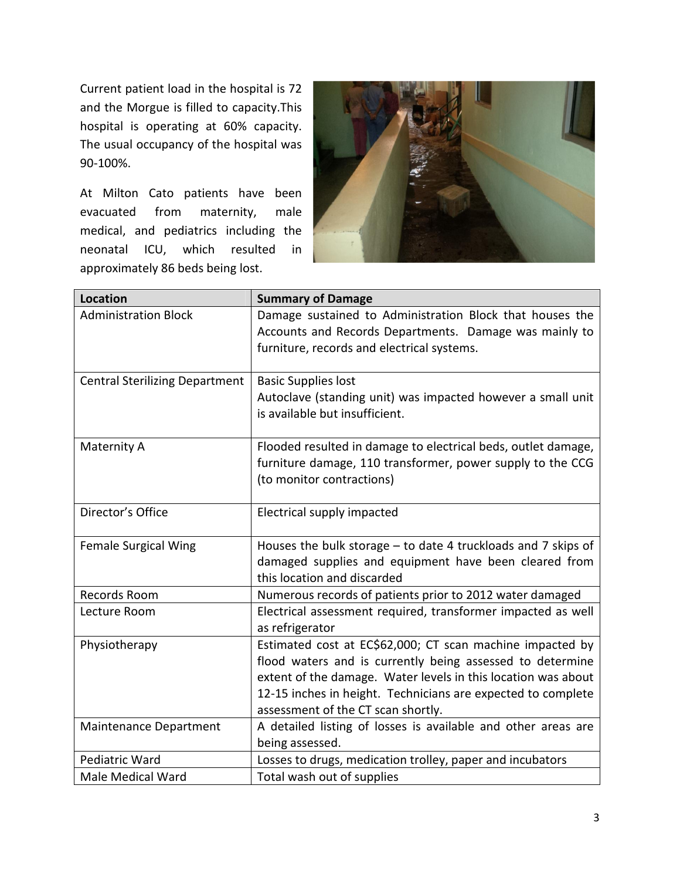Current patient load in the hospital is 72 and the Morgue is filled to capacity.This hospital is operating at 60% capacity. The usual occupancy of the hospital was 90-100%.

At Milton Cato patients have been evacuated from maternity, male medical, and pediatrics including the neonatal ICU, which resulted in approximately 86 beds being lost.

| Location | Summary of Damage |
| --- | --- |
| Administration Block | Damage sustained to Administration Block that houses the Accounts and Records Departments. Damage was mainly to furniture, records and electrical systems. |
| Central Sterilizing Department | Basic Supplies lost<br>Autoclave (standing unit) was impacted however a small unit is available but insufficient. |
| Maternity A | Flooded resulted in damage to electrical beds, outlet damage, furniture damage, 110 transformer, power supply to the CCG (to monitor contractions) |
| Director's Office | Electrical supply impacted |
| Female Surgical Wing | Houses the bulk storage – to date 4 truckloads and 7 skips of damaged supplies and equipment have been cleared from this location and discarded |
| Records Room | Numerous records of patients prior to 2012 water damaged |
| Lecture Room | Electrical assessment required, transformer impacted as well as refrigerator |
| Physiotherapy | Estimated cost at EC$62,000; CT scan machine impacted by flood waters and is currently being assessed to determine extent of the damage. Water levels in this location was about 12-15 inches in height. Technicians are expected to complete assessment of the CT scan shortly. |
| Maintenance Department | A detailed listing of losses is available and other areas are being assessed. |
| Pediatric Ward | Losses to drugs, medication trolley, paper and incubators |
| Male Medical Ward | Total wash out of supplies |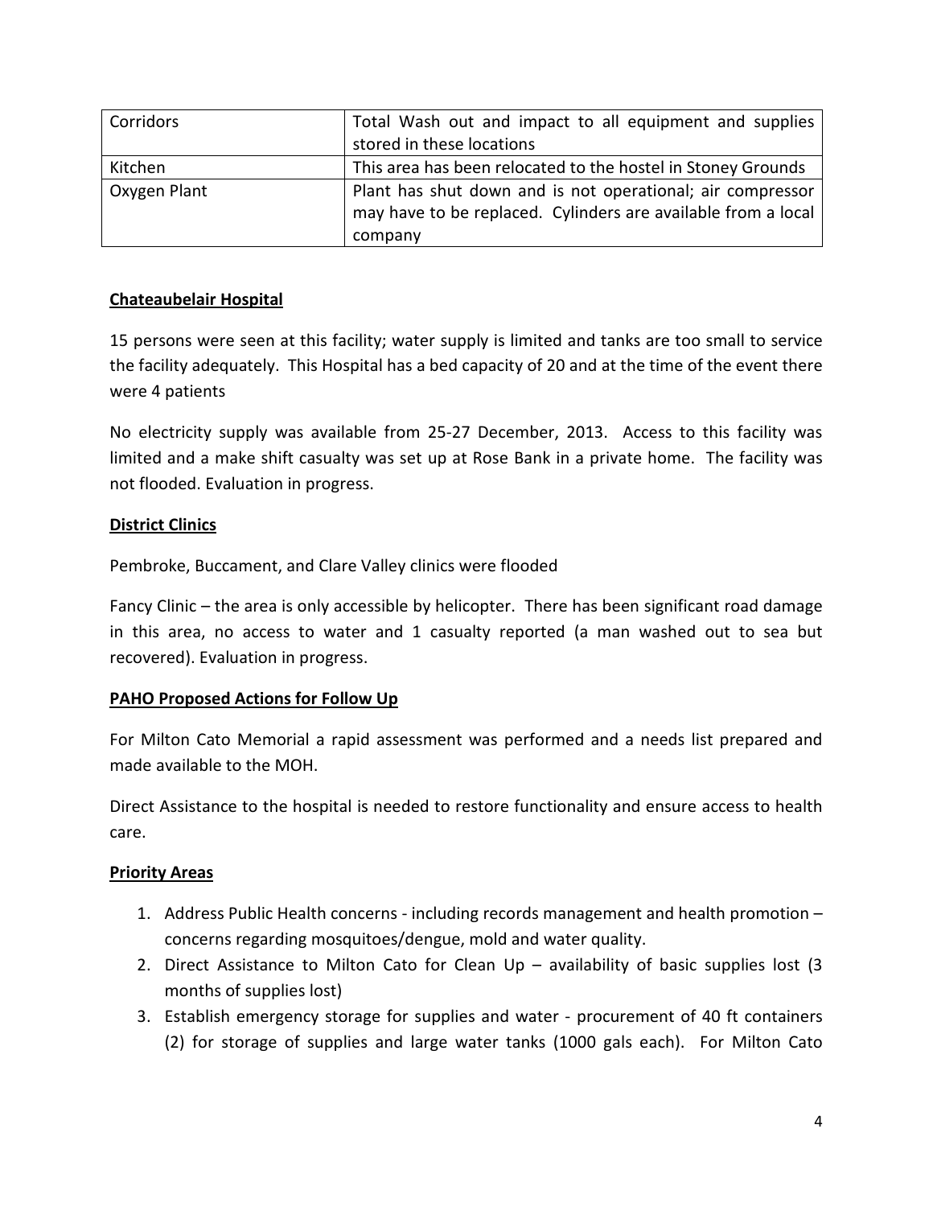| Corridors | Total Wash out and impact to all equipment and supplies stored in these locations |
|---|---|
| Kitchen | This area has been relocated to the hostel in Stoney Grounds |
| Oxygen Plant | Plant has shut down and is not operational; air compressor may have to be replaced. Cylinders are available from a local company |

**Chateaubelair Hospital**

15 persons were seen at this facility; water supply is limited and tanks are too small to service the facility adequately. This Hospital has a bed capacity of 20 and at the time of the event there were 4 patients

No electricity supply was available from 25-27 December, 2013. Access to this facility was limited and a make shift casualty was set up at Rose Bank in a private home. The facility was not flooded. Evaluation in progress.

**District Clinics**

Pembroke, Buccament, and Clare Valley clinics were flooded

Fancy Clinic – the area is only accessible by helicopter. There has been significant road damage in this area, no access to water and 1 casualty reported (a man washed out to sea but recovered). Evaluation in progress.

**PAHO Proposed Actions for Follow Up**

For Milton Cato Memorial a rapid assessment was performed and a needs list prepared and made available to the MOH.

Direct Assistance to the hospital is needed to restore functionality and ensure access to health care.

**Priority Areas**

1. Address Public Health concerns - including records management and health promotion – concerns regarding mosquitoes/dengue, mold and water quality.
2. Direct Assistance to Milton Cato for Clean Up – availability of basic supplies lost (3 months of supplies lost)
3. Establish emergency storage for supplies and water - procurement of 40 ft containers (2) for storage of supplies and large water tanks (1000 gals each). For Milton Cato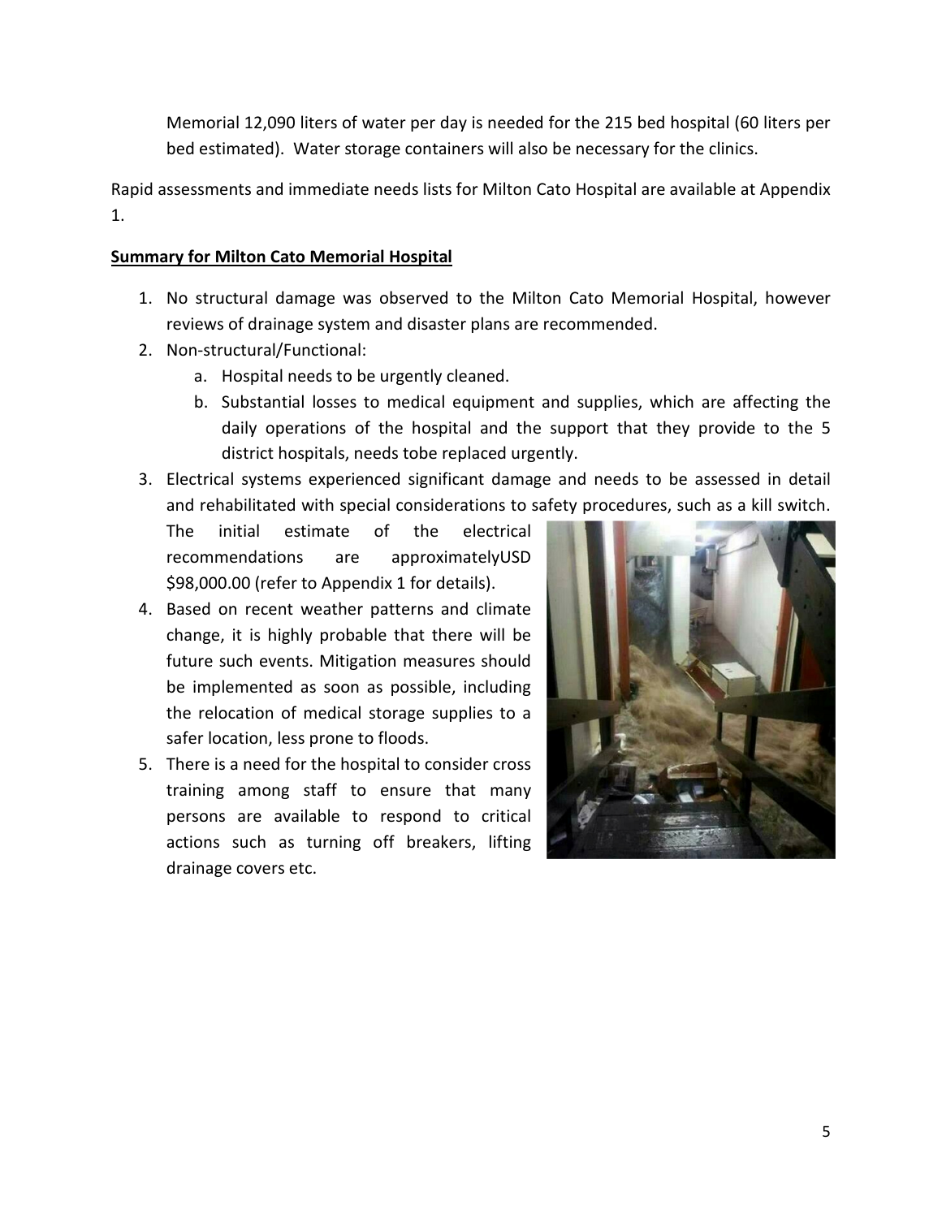Memorial 12,090 liters of water per day is needed for the 215 bed hospital (60 liters per bed estimated). Water storage containers will also be necessary for the clinics.

Rapid assessments and immediate needs lists for Milton Cato Hospital are available at Appendix 1.

**Summary for Milton Cato Memorial Hospital**

1. No structural damage was observed to the Milton Cato Memorial Hospital, however reviews of drainage system and disaster plans are recommended.
2. Non-structural/Functional:
   a. Hospital needs to be urgently cleaned.
   b. Substantial losses to medical equipment and supplies, which are affecting the daily operations of the hospital and the support that they provide to the 5 district hospitals, needs tobe replaced urgently.
3. Electrical systems experienced significant damage and needs to be assessed in detail and rehabilitated with special considerations to safety procedures, such as a kill switch. The initial estimate of the electrical recommendations are approximatelyUSD $98,000.00 (refer to Appendix 1 for details).
4. Based on recent weather patterns and climate change, it is highly probable that there will be future such events. Mitigation measures should be implemented as soon as possible, including the relocation of medical storage supplies to a safer location, less prone to floods.
5. There is a need for the hospital to consider cross training among staff to ensure that many persons are available to respond to critical actions such as turning off breakers, lifting drainage covers etc.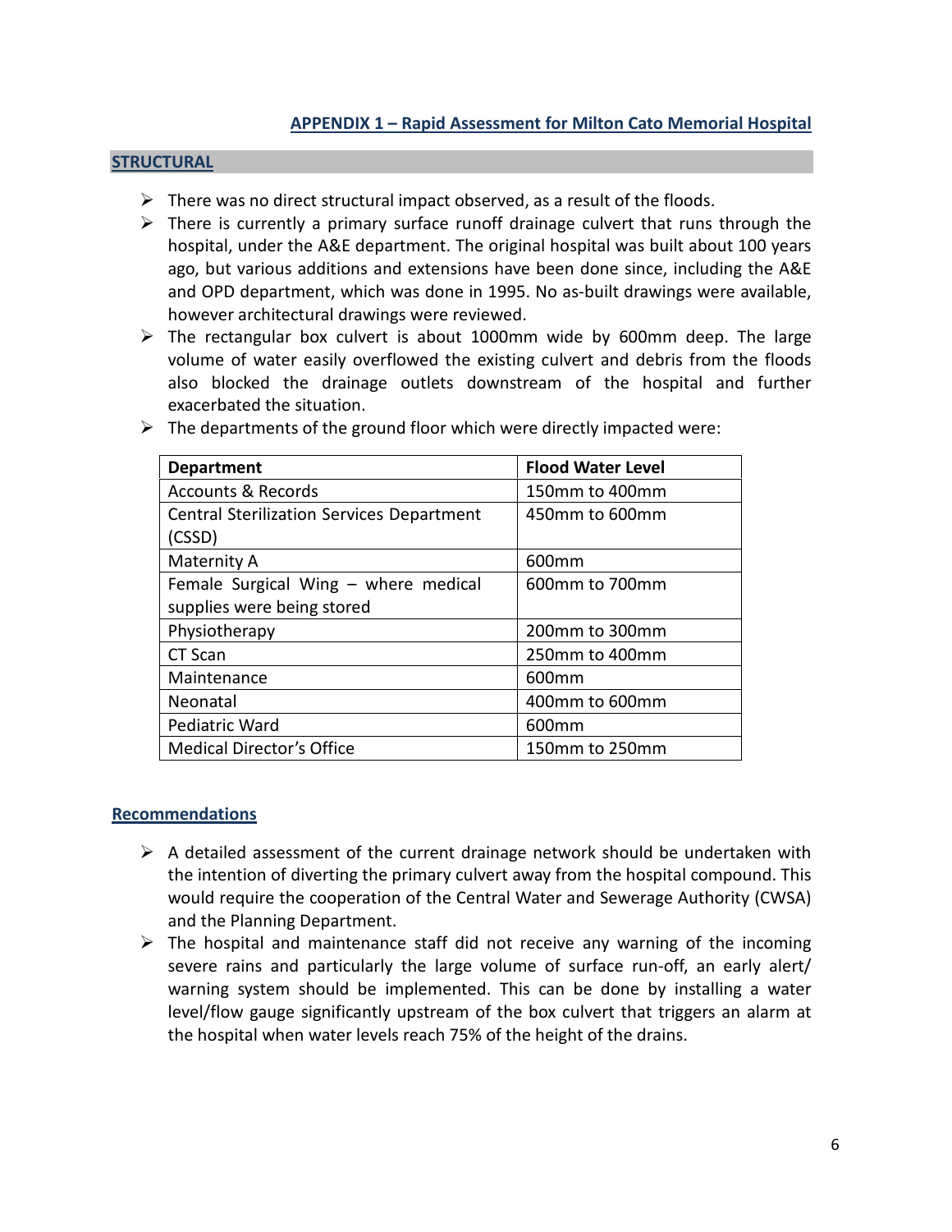## APPENDIX 1 – Rapid Assessment for Milton Cato Memorial Hospital

## STRUCTURAL

- There was no direct structural impact observed, as a result of the floods.
- There is currently a primary surface runoff drainage culvert that runs through the hospital, under the A&E department. The original hospital was built about 100 years ago, but various additions and extensions have been done since, including the A&E and OPD department, which was done in 1995. No as-built drawings were available, however architectural drawings were reviewed.
- The rectangular box culvert is about 1000mm wide by 600mm deep. The large volume of water easily overflowed the existing culvert and debris from the floods also blocked the drainage outlets downstream of the hospital and further exacerbated the situation.
- The departments of the ground floor which were directly impacted were:

| Department | Flood Water Level |
|---|---|
| Accounts & Records | 150mm to 400mm |
| Central Sterilization Services Department (CSSD) | 450mm to 600mm |
| Maternity A | 600mm |
| Female Surgical Wing – where medical supplies were being stored | 600mm to 700mm |
| Physiotherapy | 200mm to 300mm |
| CT Scan | 250mm to 400mm |
| Maintenance | 600mm |
| Neonatal | 400mm to 600mm |
| Pediatric Ward | 600mm |
| Medical Director's Office | 150mm to 250mm |

### Recommendations

- A detailed assessment of the current drainage network should be undertaken with the intention of diverting the primary culvert away from the hospital compound. This would require the cooperation of the Central Water and Sewerage Authority (CWSA) and the Planning Department.
- The hospital and maintenance staff did not receive any warning of the incoming severe rains and particularly the large volume of surface run-off, an early alert/ warning system should be implemented. This can be done by installing a water level/flow gauge significantly upstream of the box culvert that triggers an alarm at the hospital when water levels reach 75% of the height of the drains.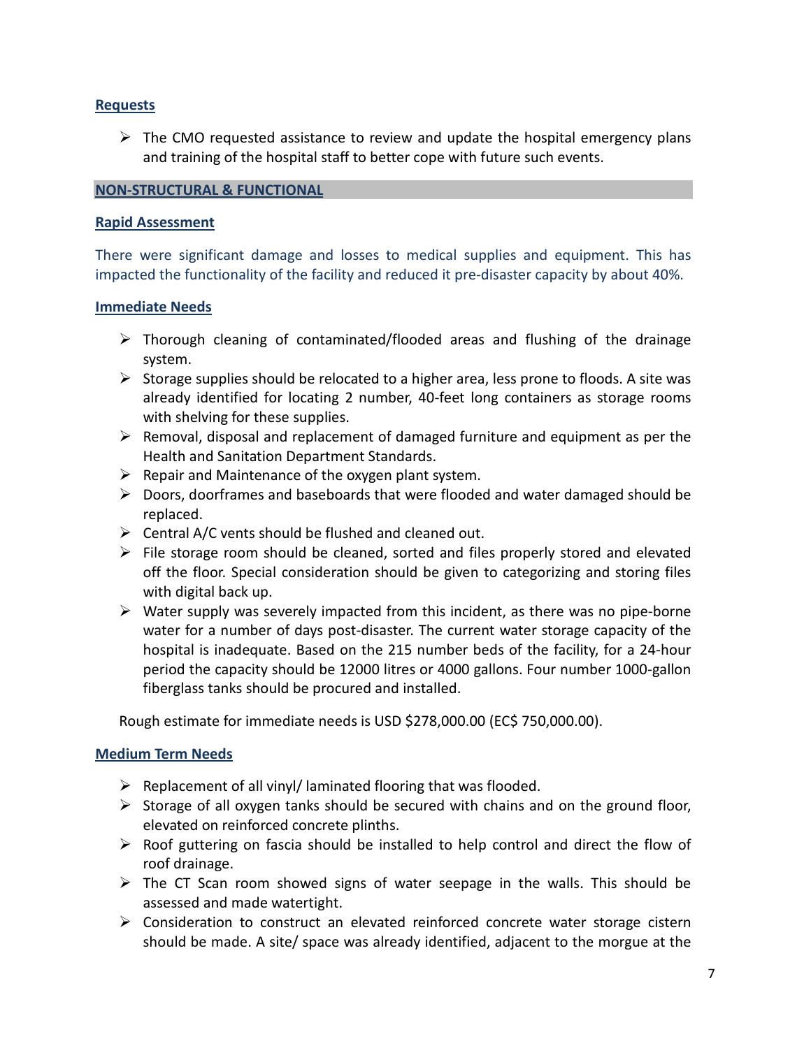**Requests**

- The CMO requested assistance to review and update the hospital emergency plans and training of the hospital staff to better cope with future such events.

## NON-STRUCTURAL & FUNCTIONAL

**Rapid Assessment**

There were significant damage and losses to medical supplies and equipment. This has impacted the functionality of the facility and reduced it pre-disaster capacity by about 40%.

**Immediate Needs**

- Thorough cleaning of contaminated/flooded areas and flushing of the drainage system.
- Storage supplies should be relocated to a higher area, less prone to floods. A site was already identified for locating 2 number, 40-feet long containers as storage rooms with shelving for these supplies.
- Removal, disposal and replacement of damaged furniture and equipment as per the Health and Sanitation Department Standards.
- Repair and Maintenance of the oxygen plant system.
- Doors, doorframes and baseboards that were flooded and water damaged should be replaced.
- Central A/C vents should be flushed and cleaned out.
- File storage room should be cleaned, sorted and files properly stored and elevated off the floor. Special consideration should be given to categorizing and storing files with digital back up.
- Water supply was severely impacted from this incident, as there was no pipe-borne water for a number of days post-disaster. The current water storage capacity of the hospital is inadequate. Based on the 215 number beds of the facility, for a 24-hour period the capacity should be 12000 litres or 4000 gallons. Four number 1000-gallon fiberglass tanks should be procured and installed.

Rough estimate for immediate needs is USD $278,000.00 (EC$ 750,000.00).

**Medium Term Needs**

- Replacement of all vinyl/ laminated flooring that was flooded.
- Storage of all oxygen tanks should be secured with chains and on the ground floor, elevated on reinforced concrete plinths.
- Roof guttering on fascia should be installed to help control and direct the flow of roof drainage.
- The CT Scan room showed signs of water seepage in the walls. This should be assessed and made watertight.
- Consideration to construct an elevated reinforced concrete water storage cistern should be made. A site/ space was already identified, adjacent to the morgue at the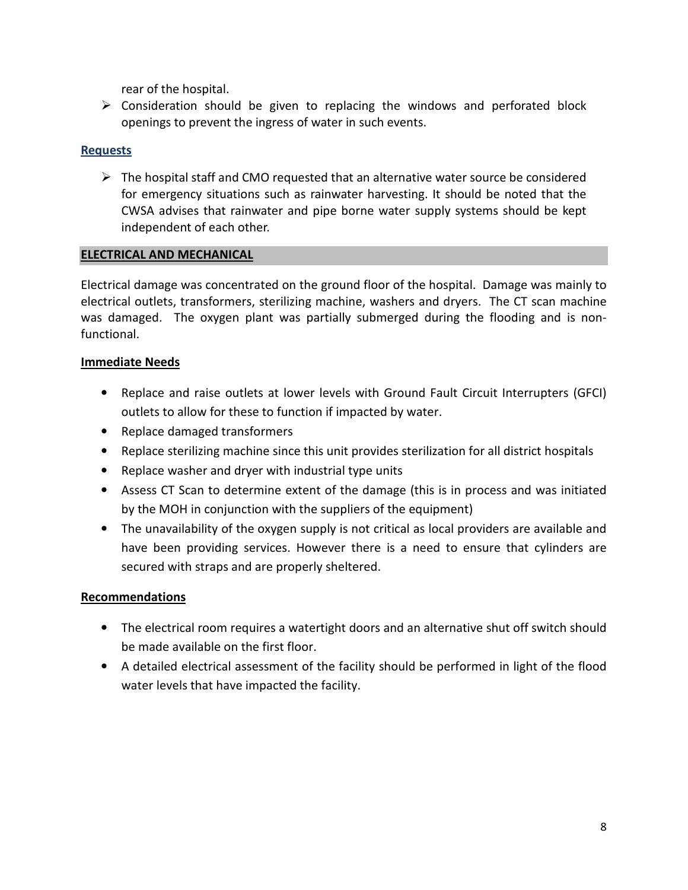rear of the hospital.

- Consideration should be given to replacing the windows and perforated block openings to prevent the ingress of water in such events.

**Requests**

- The hospital staff and CMO requested that an alternative water source be considered for emergency situations such as rainwater harvesting. It should be noted that the CWSA advises that rainwater and pipe borne water supply systems should be kept independent of each other.

## ELECTRICAL AND MECHANICAL

Electrical damage was concentrated on the ground floor of the hospital. Damage was mainly to electrical outlets, transformers, sterilizing machine, washers and dryers. The CT scan machine was damaged. The oxygen plant was partially submerged during the flooding and is non-functional.

**Immediate Needs**

- Replace and raise outlets at lower levels with Ground Fault Circuit Interrupters (GFCI) outlets to allow for these to function if impacted by water.
- Replace damaged transformers
- Replace sterilizing machine since this unit provides sterilization for all district hospitals
- Replace washer and dryer with industrial type units
- Assess CT Scan to determine extent of the damage (this is in process and was initiated by the MOH in conjunction with the suppliers of the equipment)
- The unavailability of the oxygen supply is not critical as local providers are available and have been providing services. However there is a need to ensure that cylinders are secured with straps and are properly sheltered.

**Recommendations**

- The electrical room requires a watertight doors and an alternative shut off switch should be made available on the first floor.
- A detailed electrical assessment of the facility should be performed in light of the flood water levels that have impacted the facility.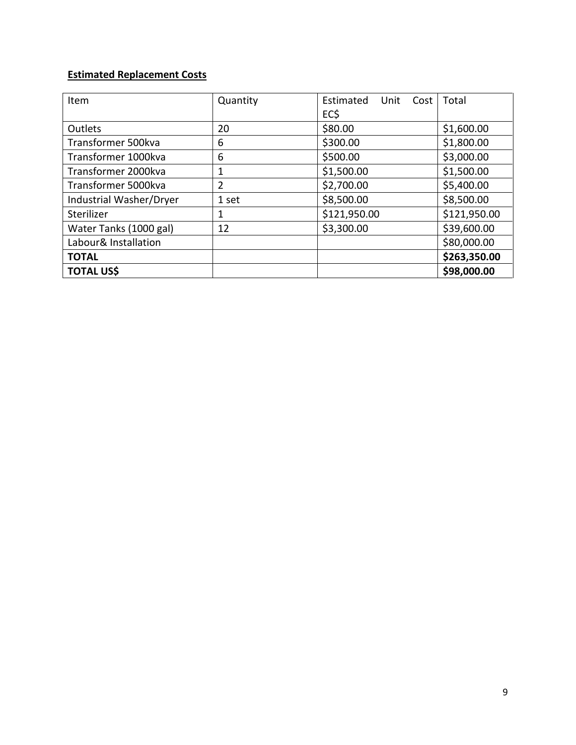**<u>Estimated Replacement Costs</u>**

| Item | Quantity | Estimated Unit Cost EC$ | Total |
|---|---|---|---|
| Outlets | 20 | $80.00 | $1,600.00 |
| Transformer 500kva | 6 | $300.00 | $1,800.00 |
| Transformer 1000kva | 6 | $500.00 | $3,000.00 |
| Transformer 2000kva | 1 | $1,500.00 | $1,500.00 |
| Transformer 5000kva | 2 | $2,700.00 | $5,400.00 |
| Industrial Washer/Dryer | 1 set | $8,500.00 | $8,500.00 |
| Sterilizer | 1 | $121,950.00 | $121,950.00 |
| Water Tanks (1000 gal) | 12 | $3,300.00 | $39,600.00 |
| Labour& Installation | | | $80,000.00 |
| **TOTAL** | | | **$263,350.00** |
| **TOTAL US$** | | | **$98,000.00** |